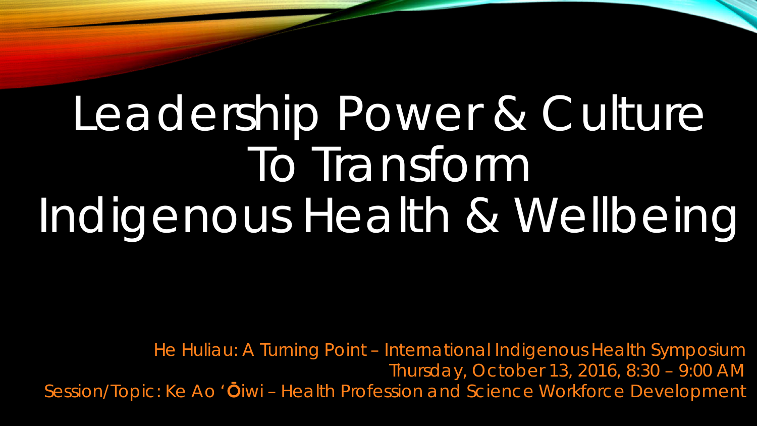# Leadership Power & Culture To Transform Indigenous Health & Wellbeing

He Huliau: A Turning Point – International Indigenous Health Symposium
Thursday, October 13, 2016, 8:30 – 9:00 AM
Session/Topic: Ke Ao ʻŌiwi – Health Profession and Science Workforce Development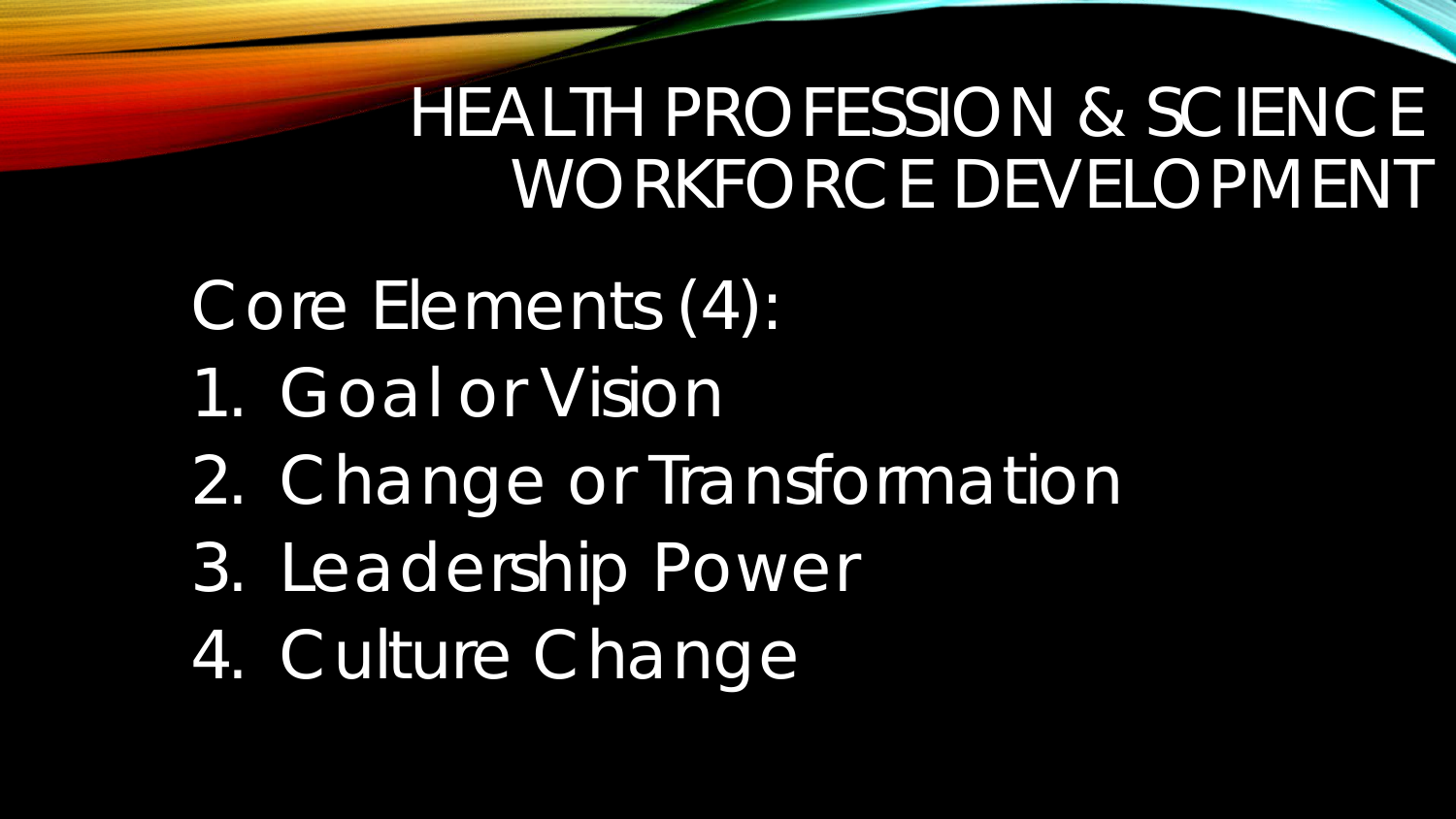# HEALTH PROFESSION & SCIENCE WORKFORCE DEVELOPMENT

Core Elements (4):

1. Goal or Vision
2. Change or Transformation
3. Leadership Power
4. Culture Change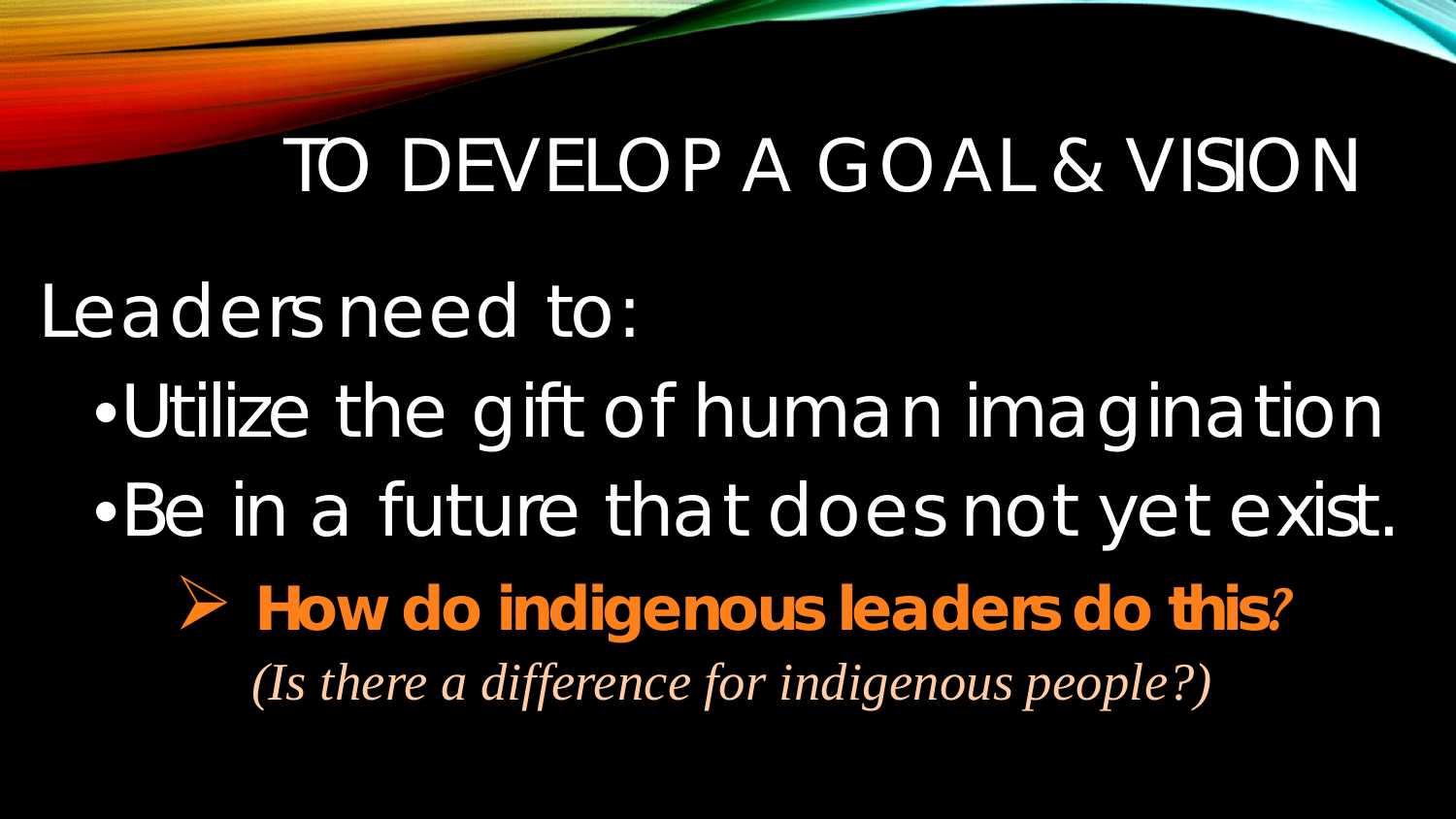# TO DEVELOP A GOAL & VISION

Leaders need to:

- Utilize the gift of human imagination
- Be in a future that does not yet exist.
  - **How do indigenous leaders do this?**

    *(Is there a difference for indigenous people?)*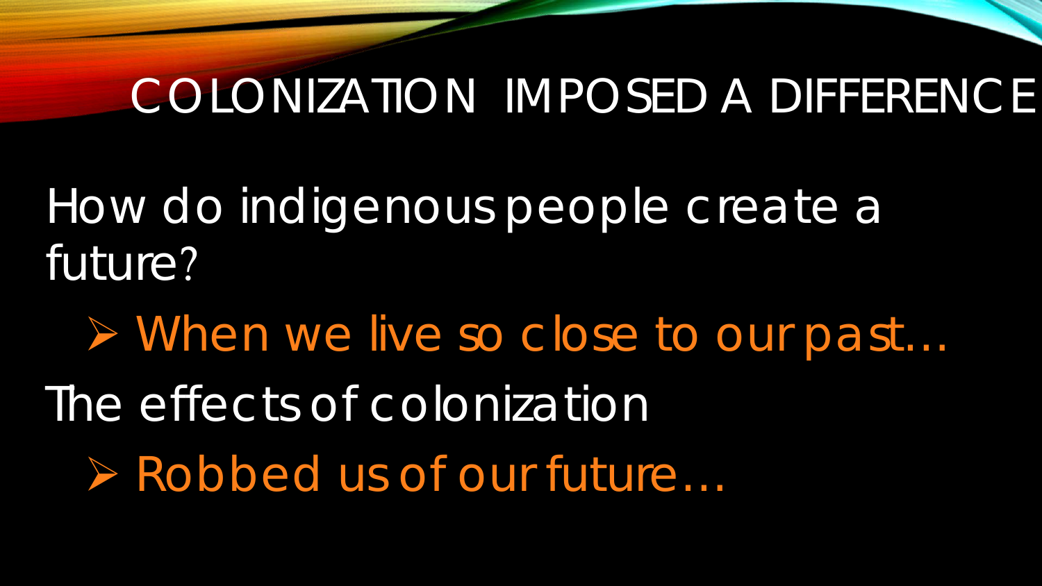# COLONIZATION IMPOSED A DIFFERENCE

How do indigenous people create a future?

- When we live so close to our past…

The effects of colonization

- Robbed us of our future…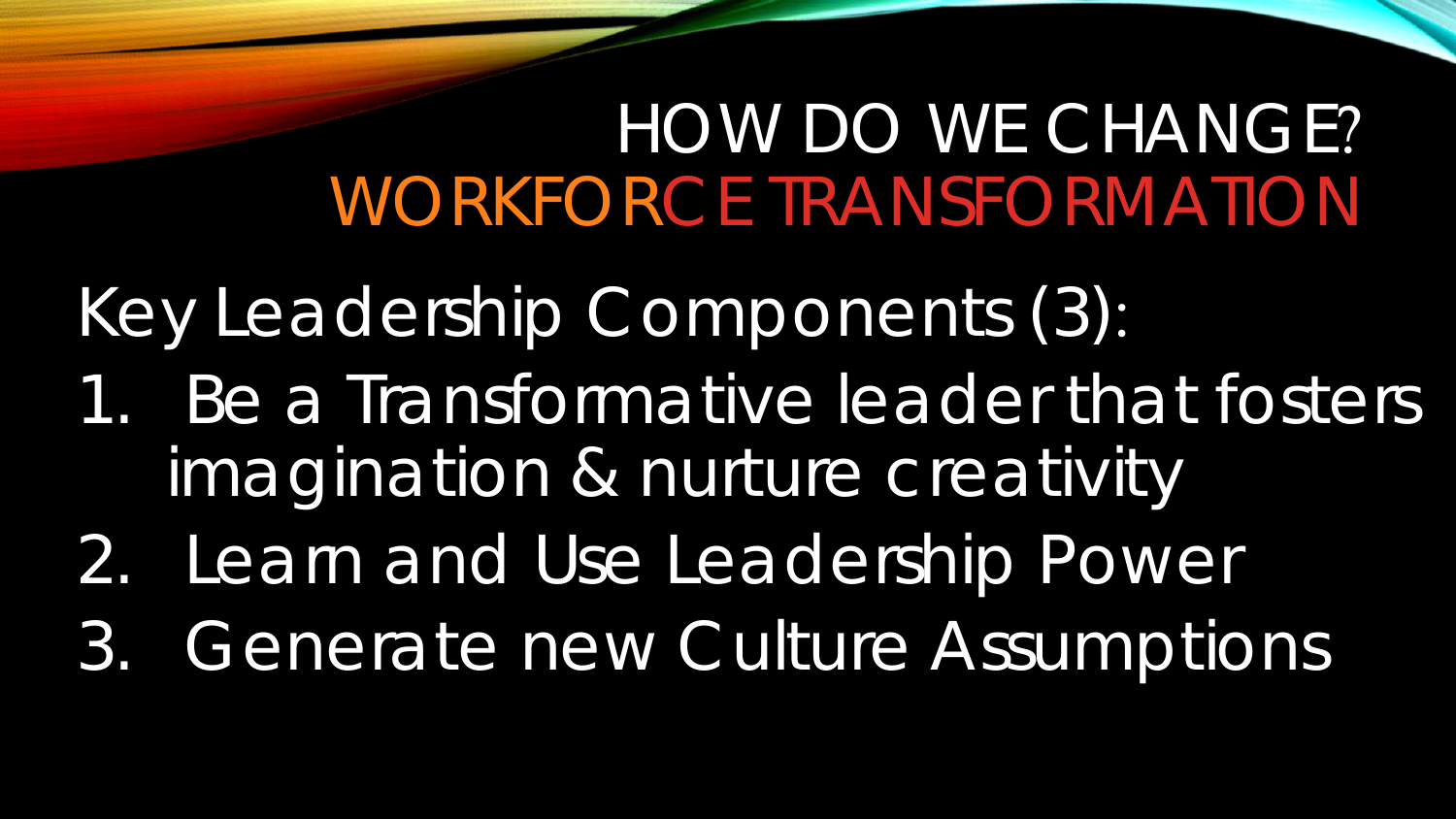# HOW DO WE CHANGE? WORKFORCE TRANSFORMATION

Key Leadership Components (3):

1. Be a Transformative leader that fosters imagination & nurture creativity
2. Learn and Use Leadership Power
3. Generate new Culture Assumptions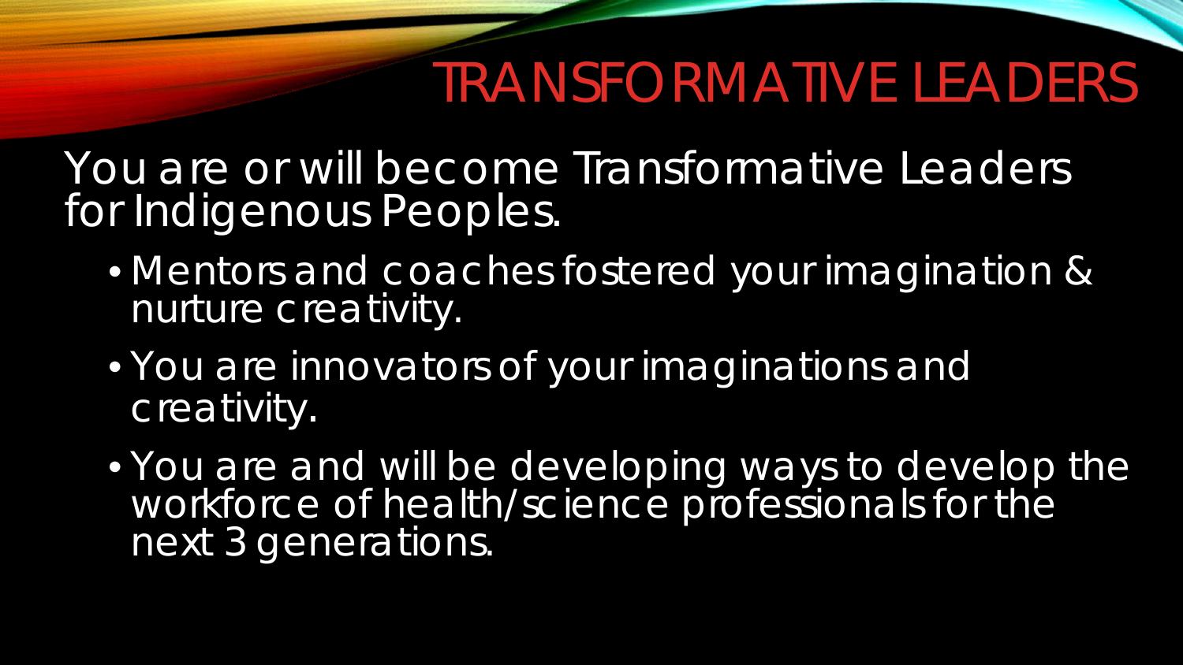# TRANSFORMATIVE LEADERS

You are or will become Transformative Leaders for Indigenous Peoples.

- Mentors and coaches fostered your imagination & nurture creativity.
- You are innovators of your imaginations and creativity.
- You are and will be developing ways to develop the workforce of health/science professionals for the next 3 generations.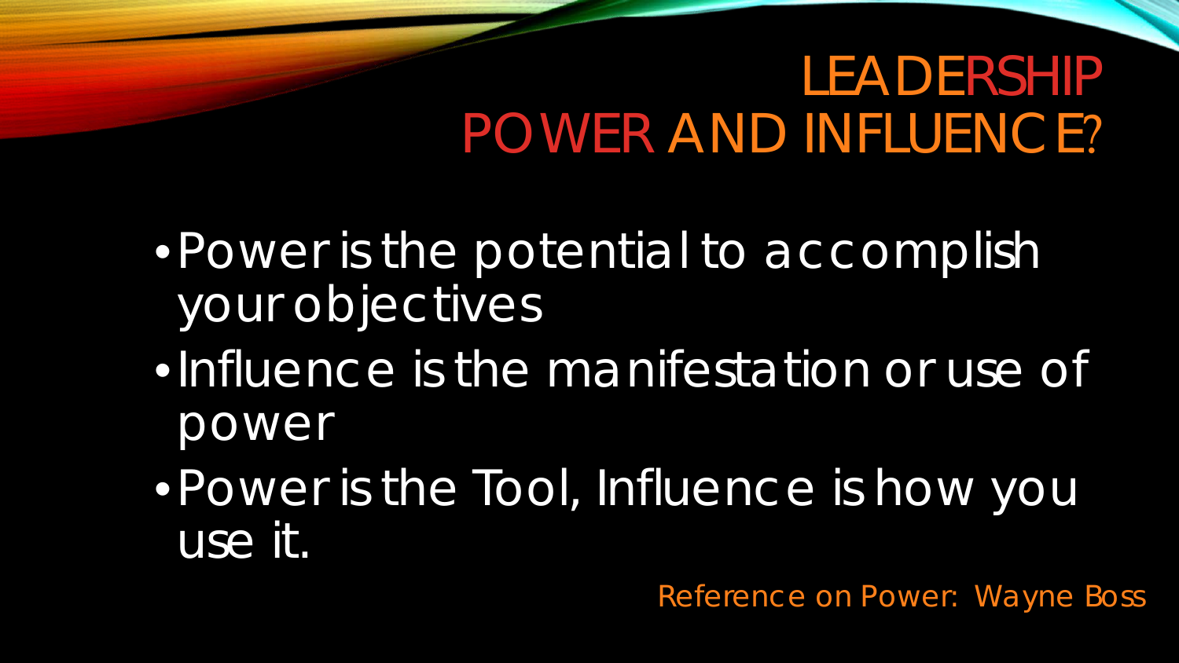# LEADERSHIP POWER AND INFLUENCE?

- Power is the potential to accomplish your objectives
- Influence is the manifestation or use of power
- Power is the Tool, Influence is how you use it.

Reference on Power: Wayne Boss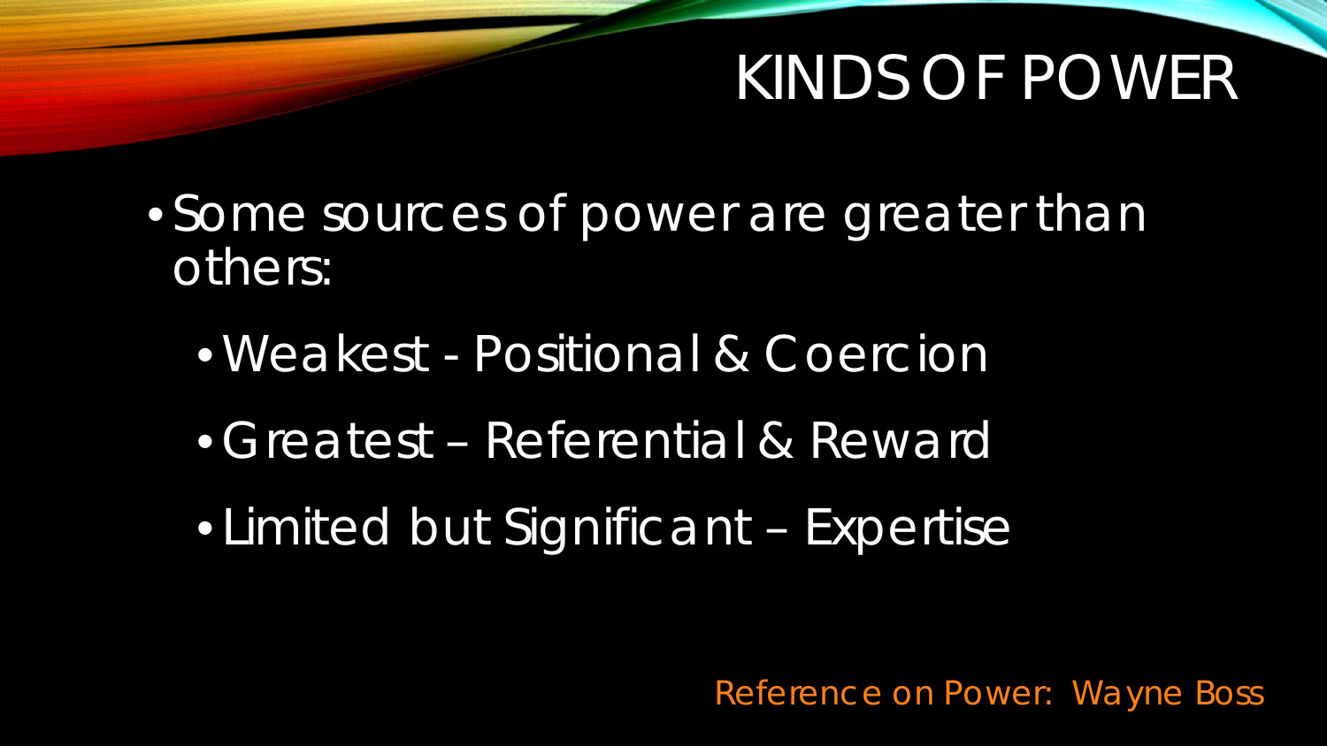# KINDS OF POWER

- Some sources of power are greater than others:
  - Weakest - Positional & Coercion
  - Greatest – Referential & Reward
  - Limited but Significant – Expertise

Reference on Power: Wayne Boss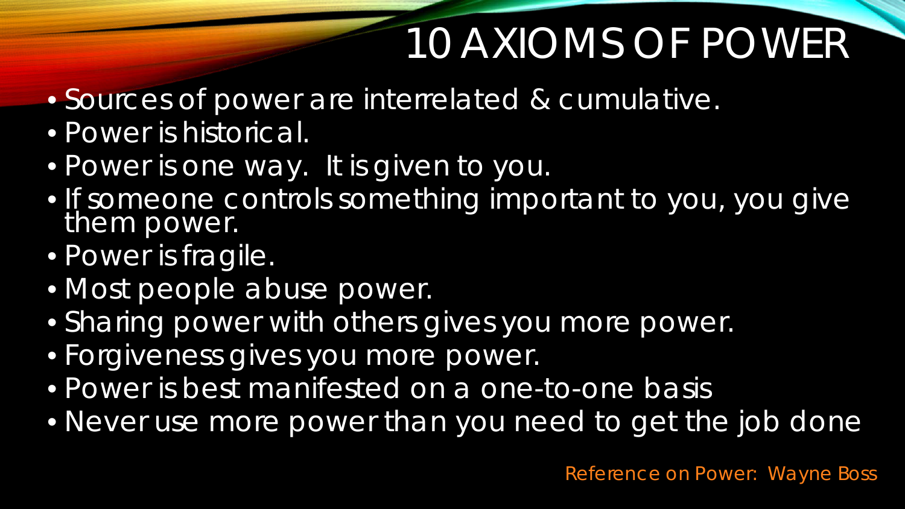# 10 AXIOMS OF POWER

- Sources of power are interrelated & cumulative.
- Power is historical.
- Power is one way. It is given to you.
- If someone controls something important to you, you give them power.
- Power is fragile.
- Most people abuse power.
- Sharing power with others gives you more power.
- Forgiveness gives you more power.
- Power is best manifested on a one-to-one basis
- Never use more power than you need to get the job done

Reference on Power: Wayne Boss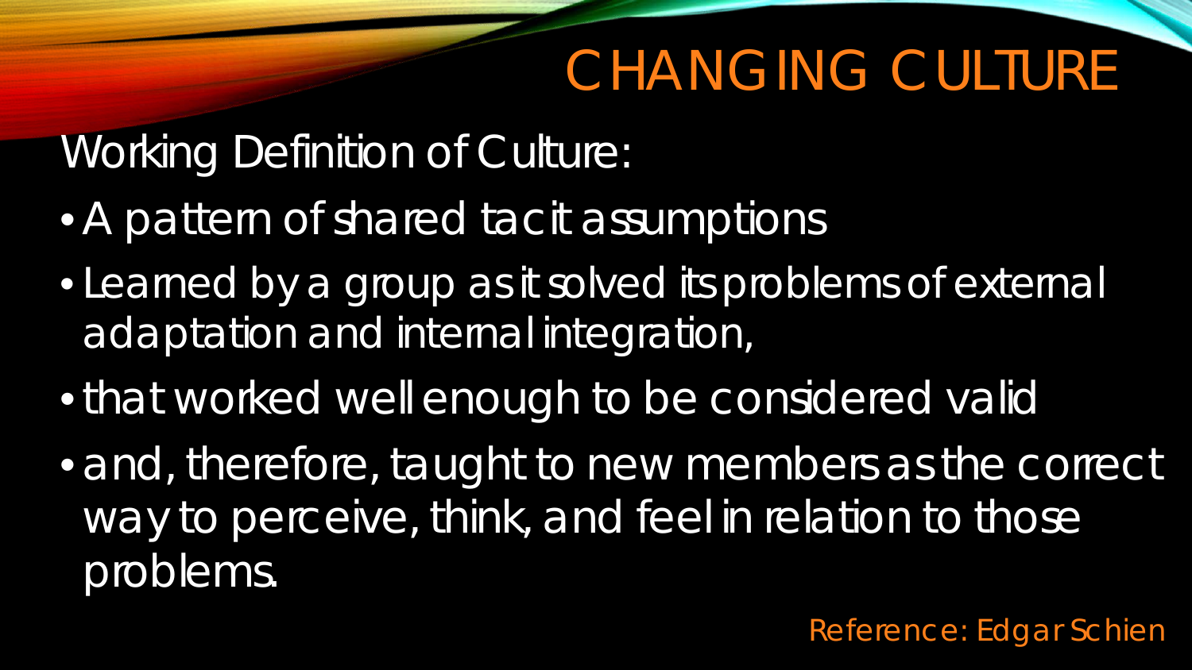# CHANGING CULTURE

Working Definition of Culture:

- A pattern of shared tacit assumptions
- Learned by a group as it solved its problems of external adaptation and internal integration,
- that worked well enough to be considered valid
- and, therefore, taught to new members as the correct way to perceive, think, and feel in relation to those problems.

Reference: Edgar Schien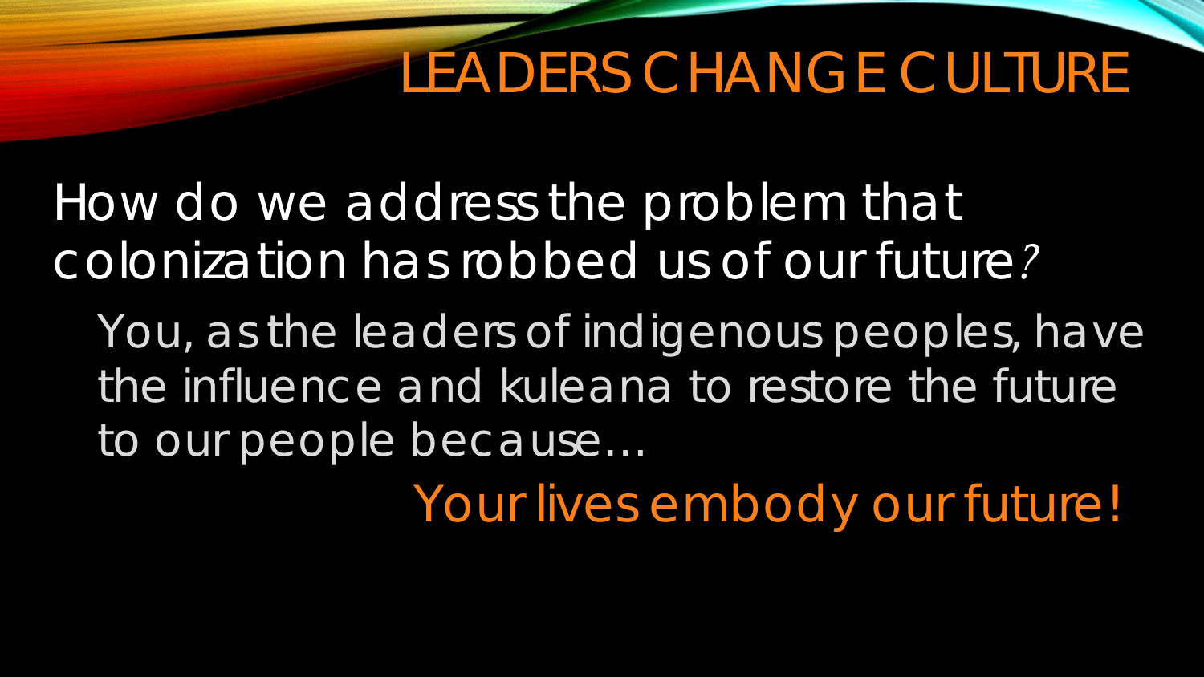# LEADERS CHANGE CULTURE

How do we address the problem that colonization has robbed us of our future?

- You, as the leaders of indigenous peoples, have the influence and kuleana to restore the future to our people because…

Your lives embody our future!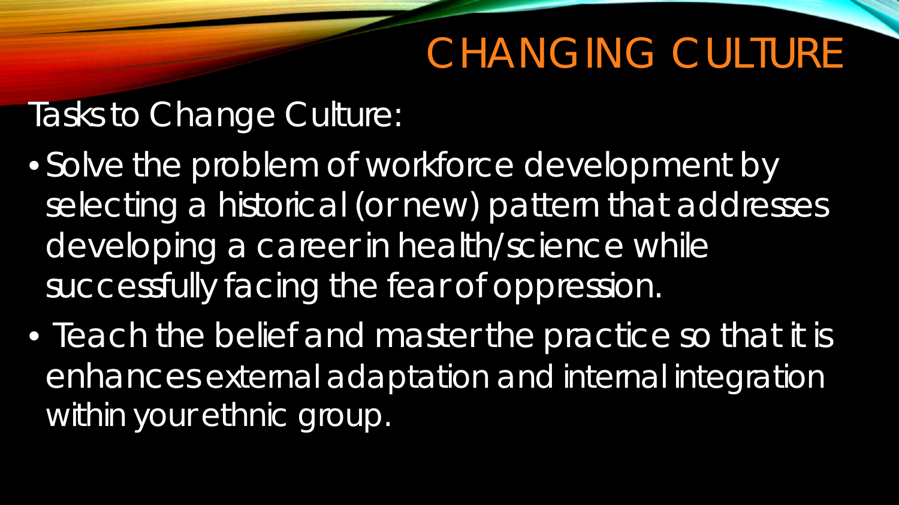# CHANGING CULTURE

Tasks to Change Culture:

- Solve the problem of workforce development by selecting a historical (or new) pattern that addresses developing a career in health/science while successfully facing the fear of oppression.
- Teach the belief and master the practice so that it is enhances external adaptation and internal integration within your ethnic group.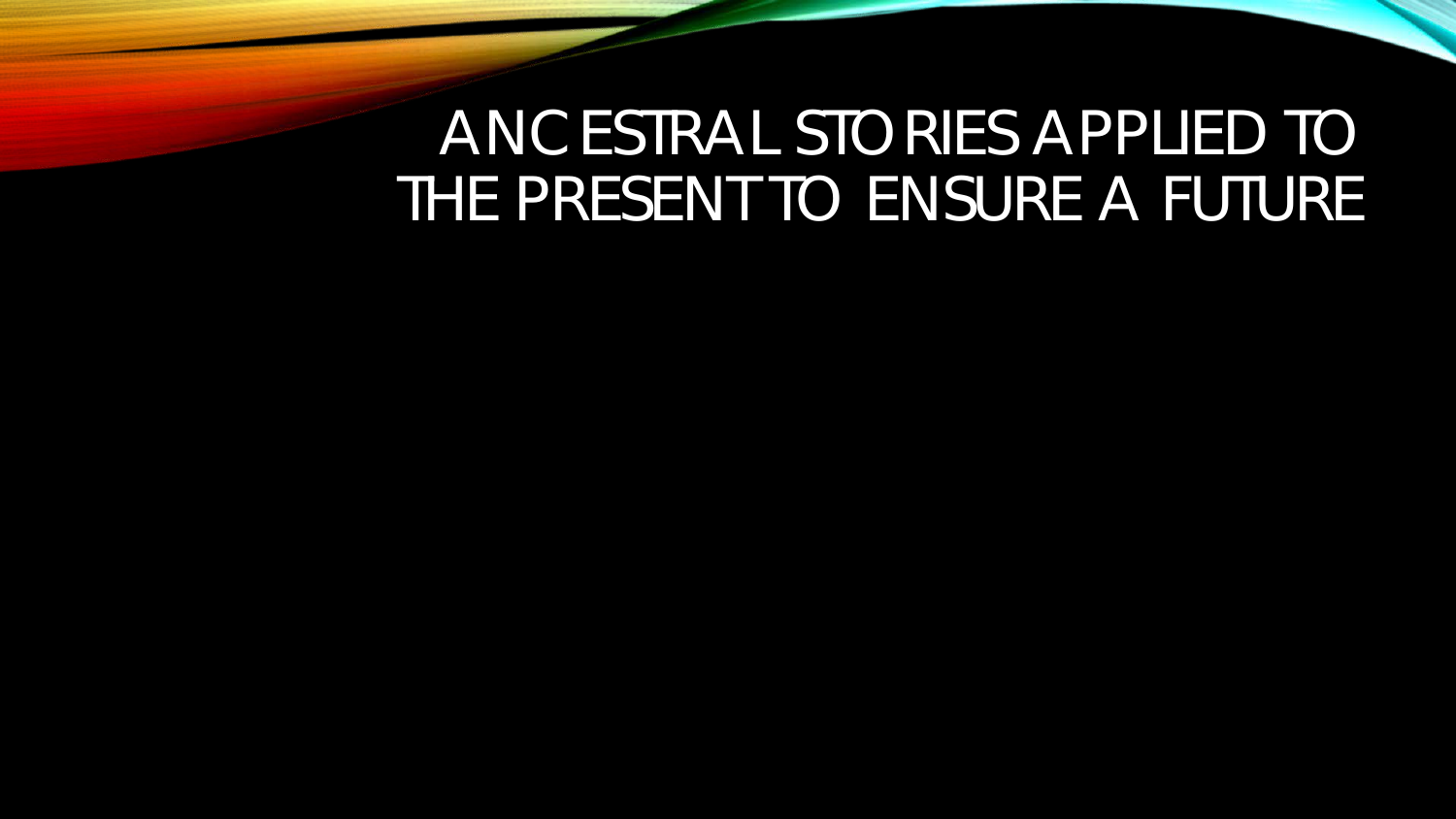# ANCESTRAL STORIES APPLIED TO THE PRESENT TO ENSURE A FUTURE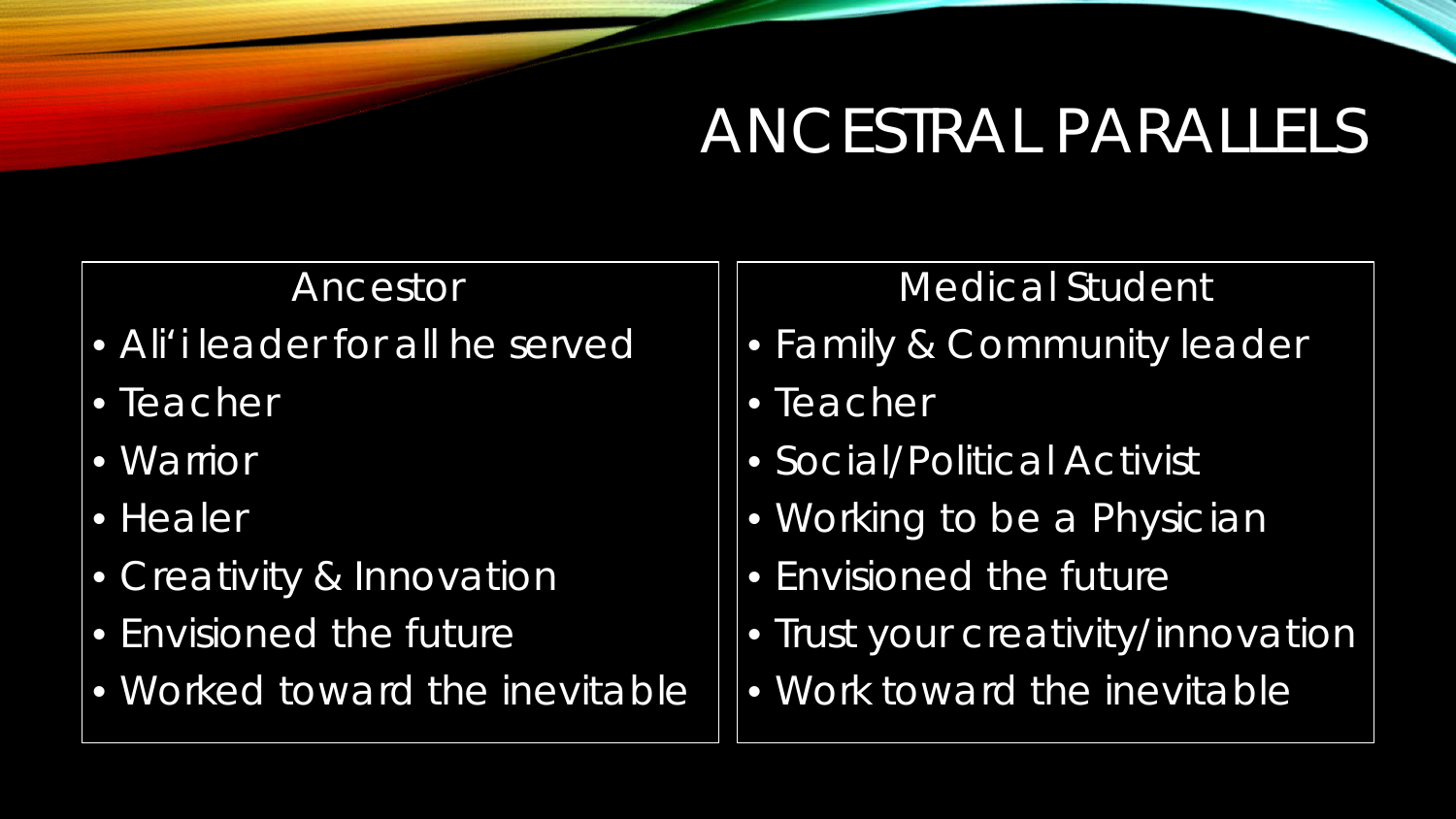# ANCESTRAL PARALLELS

| Ancestor | Medical Student |
| --- | --- |
| • Ali'i leader for all he served | • Family & Community leader |
| • Teacher | • Teacher |
| • Warrior | • Social/Political Activist |
| • Healer | • Working to be a Physician |
| • Creativity & Innovation | • Envisioned the future |
| • Envisioned the future | • Trust your creativity/innovation |
| • Worked toward the inevitable | • Work toward the inevitable |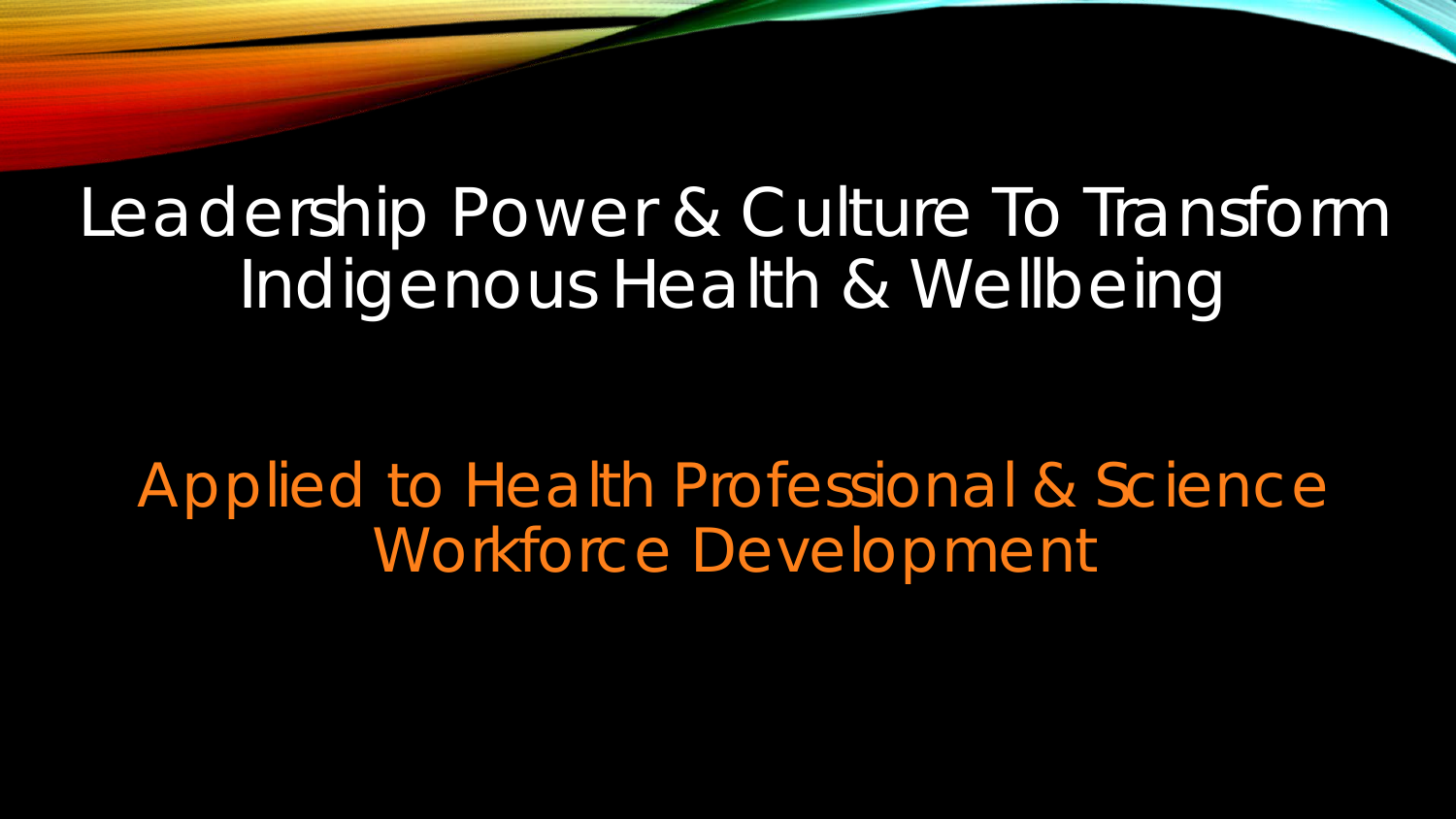# Leadership Power & Culture To Transform Indigenous Health & Wellbeing

## Applied to Health Professional & Science Workforce Development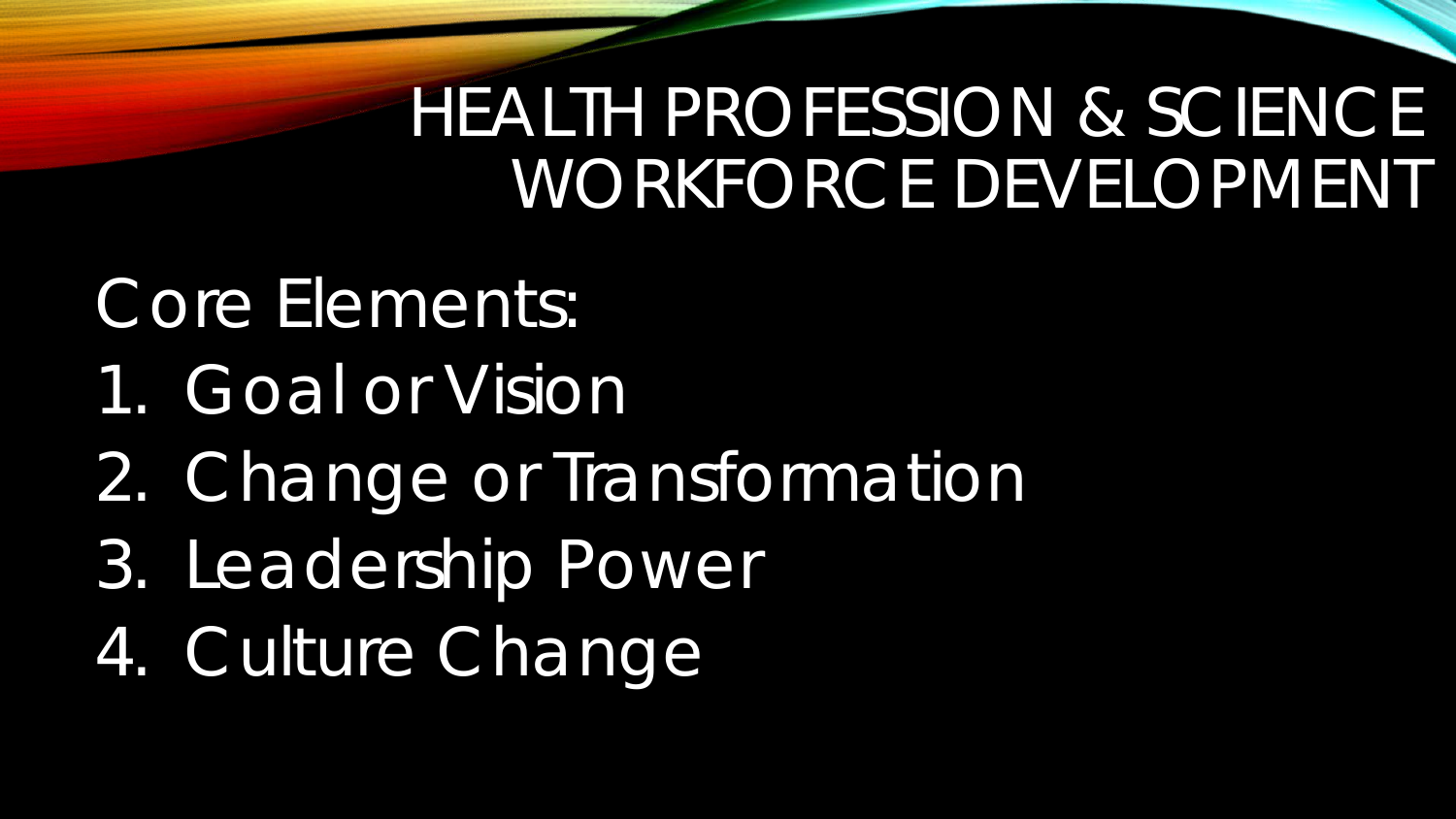# HEALTH PROFESSION & SCIENCE WORKFORCE DEVELOPMENT

Core Elements:

1. Goal or Vision
2. Change or Transformation
3. Leadership Power
4. Culture Change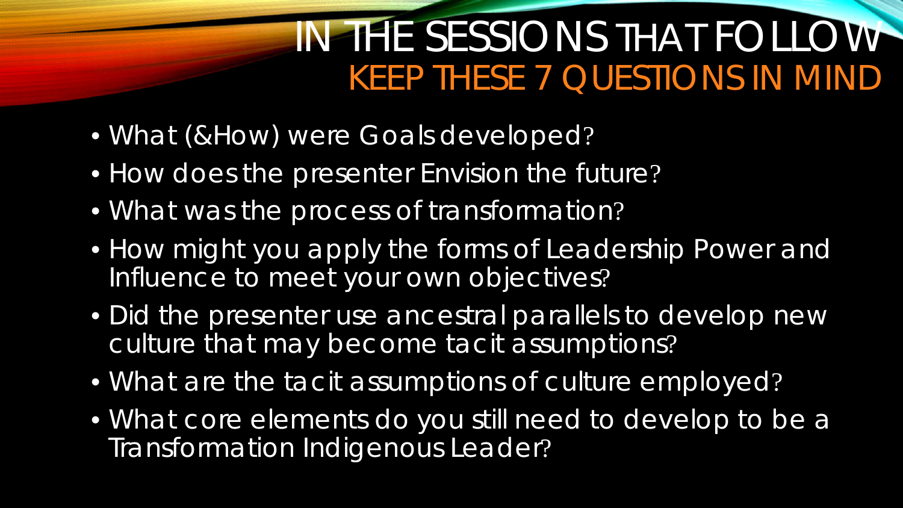# IN THE SESSIONS THAT FOLLOW
## KEEP THESE 7 QUESTIONS IN MIND

- What (&How) were Goals developed?
- How does the presenter Envision the future?
- What was the process of transformation?
- How might you apply the forms of Leadership Power and Influence to meet your own objectives?
- Did the presenter use ancestral parallels to develop new culture that may become tacit assumptions?
- What are the tacit assumptions of culture employed?
- What core elements do you still need to develop to be a Transformation Indigenous Leader?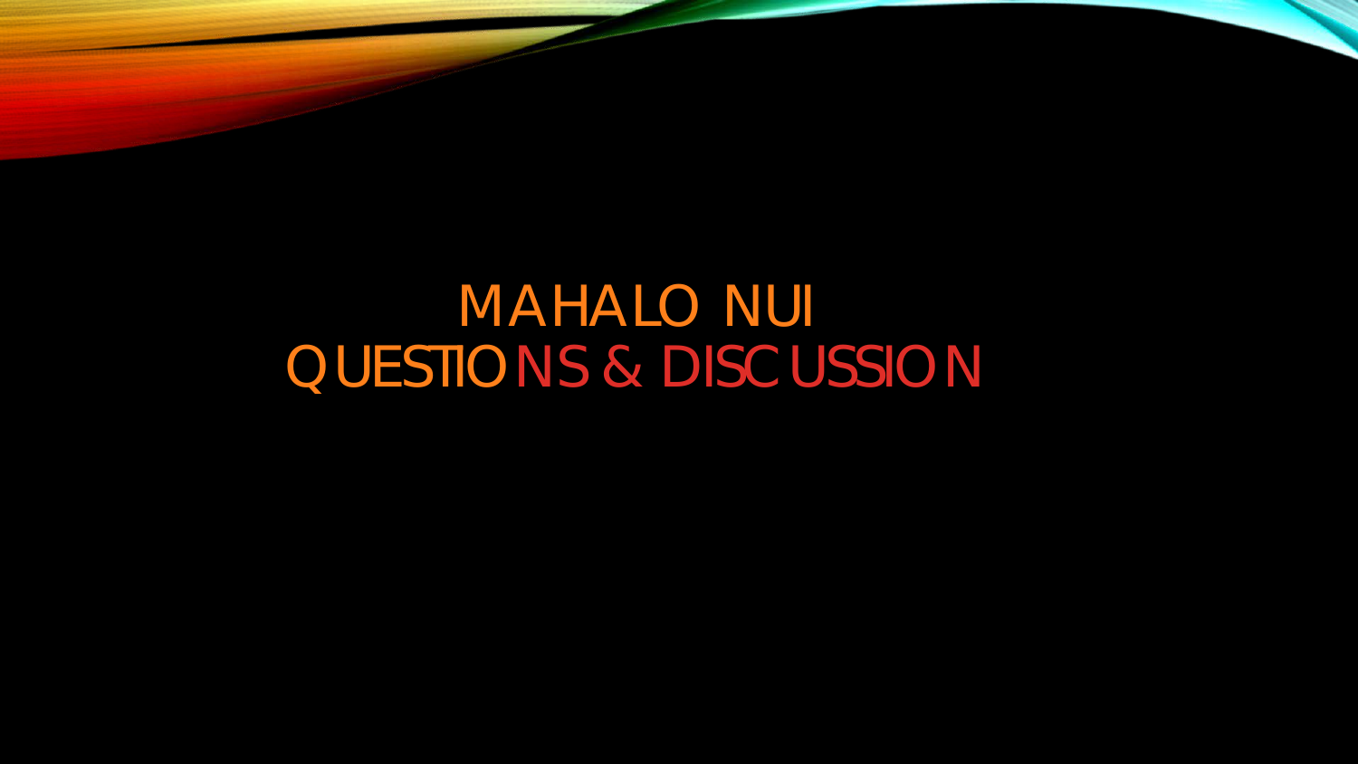# MAHALO NUI
# QUESTIONS & DISCUSSION